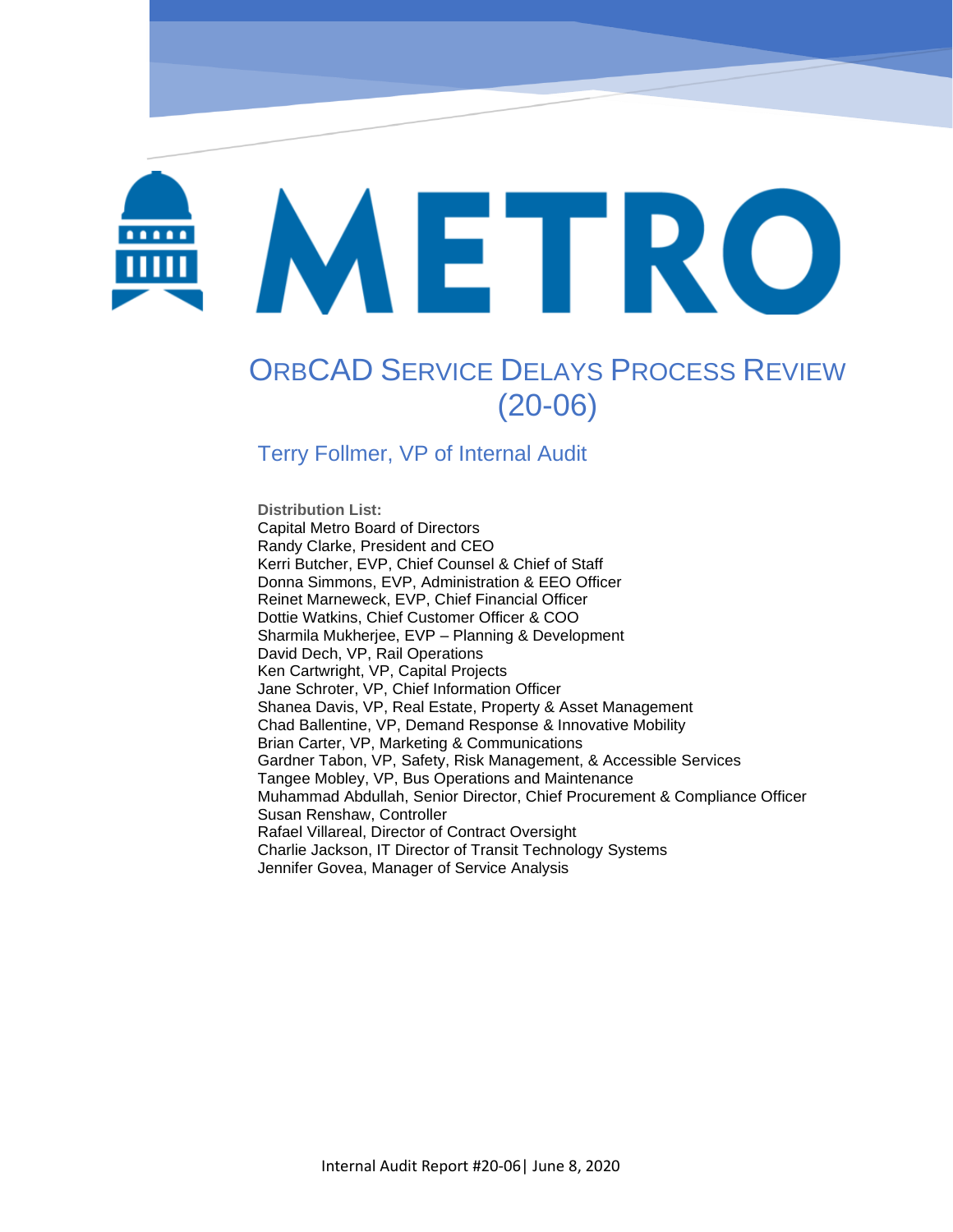# METRO

# ORBCAD SERVICE DELAYS PROCESS REVIEW (20-06)

Terry Follmer, VP of Internal Audit

**Distribution List:**
Capital Metro Board of Directors
Randy Clarke, President and CEO
Kerri Butcher, EVP, Chief Counsel & Chief of Staff
Donna Simmons, EVP, Administration & EEO Officer
Reinet Marneweck, EVP, Chief Financial Officer
Dottie Watkins, Chief Customer Officer & COO
Sharmila Mukherjee, EVP – Planning & Development
David Dech, VP, Rail Operations
Ken Cartwright, VP, Capital Projects
Jane Schroter, VP, Chief Information Officer
Shanea Davis, VP, Real Estate, Property & Asset Management
Chad Ballentine, VP, Demand Response & Innovative Mobility
Brian Carter, VP, Marketing & Communications
Gardner Tabon, VP, Safety, Risk Management, & Accessible Services
Tangee Mobley, VP, Bus Operations and Maintenance
Muhammad Abdullah, Senior Director, Chief Procurement & Compliance Officer
Susan Renshaw, Controller
Rafael Villareal, Director of Contract Oversight
Charlie Jackson, IT Director of Transit Technology Systems
Jennifer Govea, Manager of Service Analysis

Internal Audit Report #20-06| June 8, 2020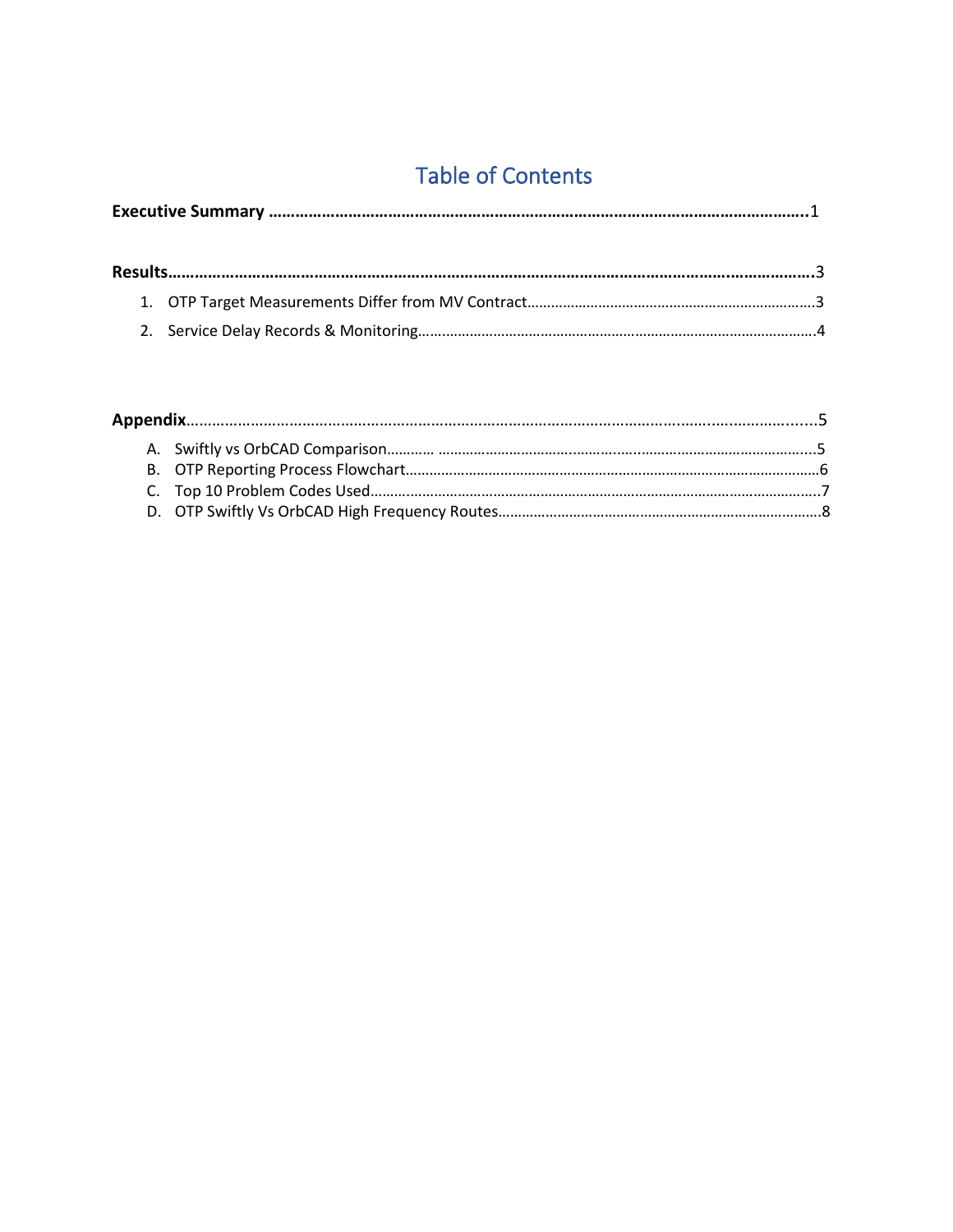# Table of Contents

**Executive Summary** ........................................................................................................... 1

**Results** .............................................................................................................................. 3

1. OTP Target Measurements Differ from MV Contract .......................................................... 3
2. Service Delay Records & Monitoring ................................................................................. 4

**Appendix** ........................................................................................................................... 5

A. Swiftly vs OrbCAD Comparison ......................................................................................... 5
B. OTP Reporting Process Flowchart ...................................................................................... 6
C. Top 10 Problem Codes Used .............................................................................................. 7
D. OTP Swiftly Vs OrbCAD High Frequency Routes ................................................................ 8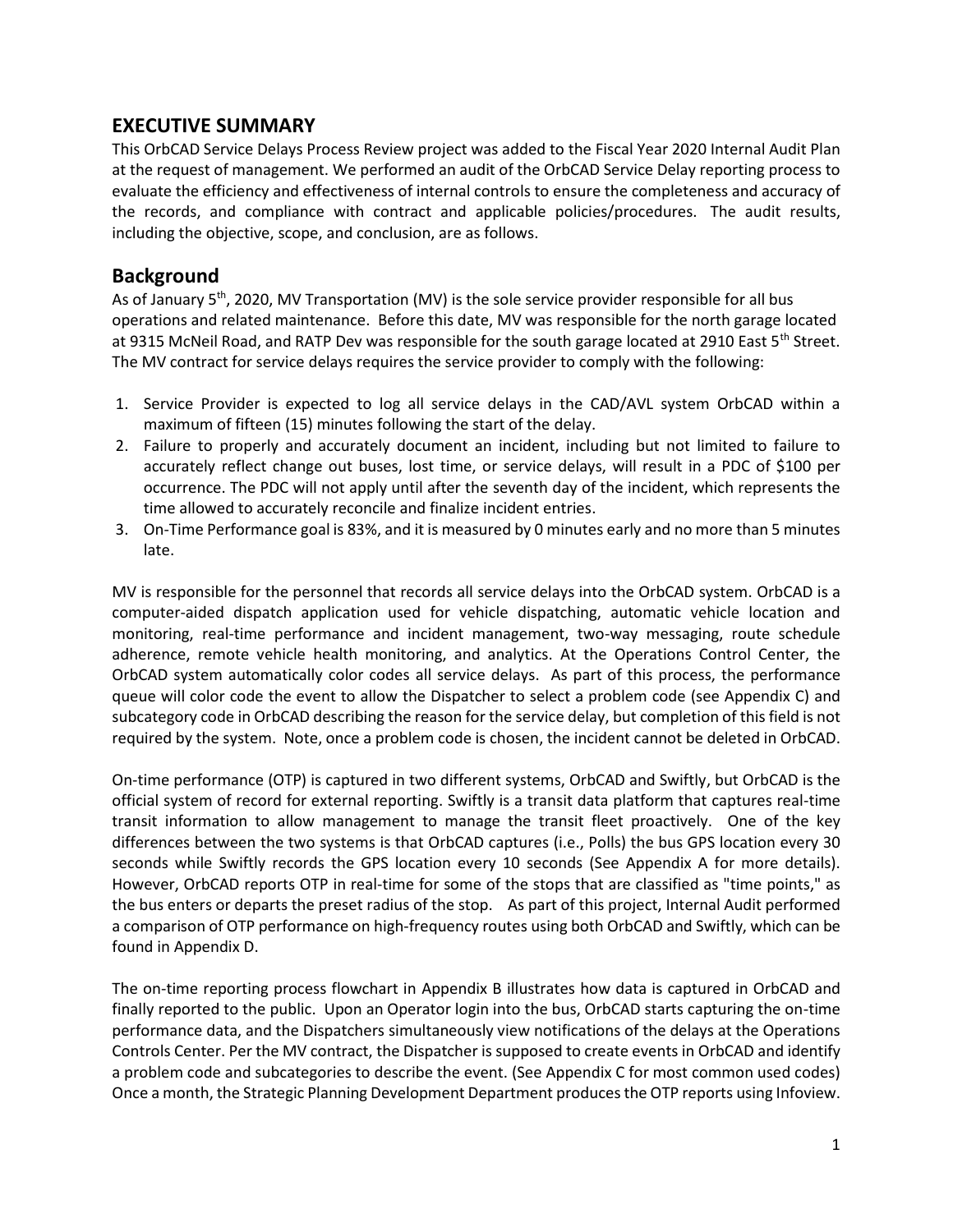## EXECUTIVE SUMMARY

This OrbCAD Service Delays Process Review project was added to the Fiscal Year 2020 Internal Audit Plan at the request of management. We performed an audit of the OrbCAD Service Delay reporting process to evaluate the efficiency and effectiveness of internal controls to ensure the completeness and accuracy of the records, and compliance with contract and applicable policies/procedures. The audit results, including the objective, scope, and conclusion, are as follows.

## Background

As of January 5th, 2020, MV Transportation (MV) is the sole service provider responsible for all bus operations and related maintenance. Before this date, MV was responsible for the north garage located at 9315 McNeil Road, and RATP Dev was responsible for the south garage located at 2910 East 5th Street. The MV contract for service delays requires the service provider to comply with the following:

1. Service Provider is expected to log all service delays in the CAD/AVL system OrbCAD within a maximum of fifteen (15) minutes following the start of the delay.
2. Failure to properly and accurately document an incident, including but not limited to failure to accurately reflect change out buses, lost time, or service delays, will result in a PDC of $100 per occurrence. The PDC will not apply until after the seventh day of the incident, which represents the time allowed to accurately reconcile and finalize incident entries.
3. On-Time Performance goal is 83%, and it is measured by 0 minutes early and no more than 5 minutes late.

MV is responsible for the personnel that records all service delays into the OrbCAD system. OrbCAD is a computer-aided dispatch application used for vehicle dispatching, automatic vehicle location and monitoring, real-time performance and incident management, two-way messaging, route schedule adherence, remote vehicle health monitoring, and analytics. At the Operations Control Center, the OrbCAD system automatically color codes all service delays. As part of this process, the performance queue will color code the event to allow the Dispatcher to select a problem code (see Appendix C) and subcategory code in OrbCAD describing the reason for the service delay, but completion of this field is not required by the system. Note, once a problem code is chosen, the incident cannot be deleted in OrbCAD.

On-time performance (OTP) is captured in two different systems, OrbCAD and Swiftly, but OrbCAD is the official system of record for external reporting. Swiftly is a transit data platform that captures real-time transit information to allow management to manage the transit fleet proactively. One of the key differences between the two systems is that OrbCAD captures (i.e., Polls) the bus GPS location every 30 seconds while Swiftly records the GPS location every 10 seconds (See Appendix A for more details). However, OrbCAD reports OTP in real-time for some of the stops that are classified as "time points," as the bus enters or departs the preset radius of the stop. As part of this project, Internal Audit performed a comparison of OTP performance on high-frequency routes using both OrbCAD and Swiftly, which can be found in Appendix D.

The on-time reporting process flowchart in Appendix B illustrates how data is captured in OrbCAD and finally reported to the public. Upon an Operator login into the bus, OrbCAD starts capturing the on-time performance data, and the Dispatchers simultaneously view notifications of the delays at the Operations Controls Center. Per the MV contract, the Dispatcher is supposed to create events in OrbCAD and identify a problem code and subcategories to describe the event. (See Appendix C for most common used codes) Once a month, the Strategic Planning Development Department produces the OTP reports using Infoview.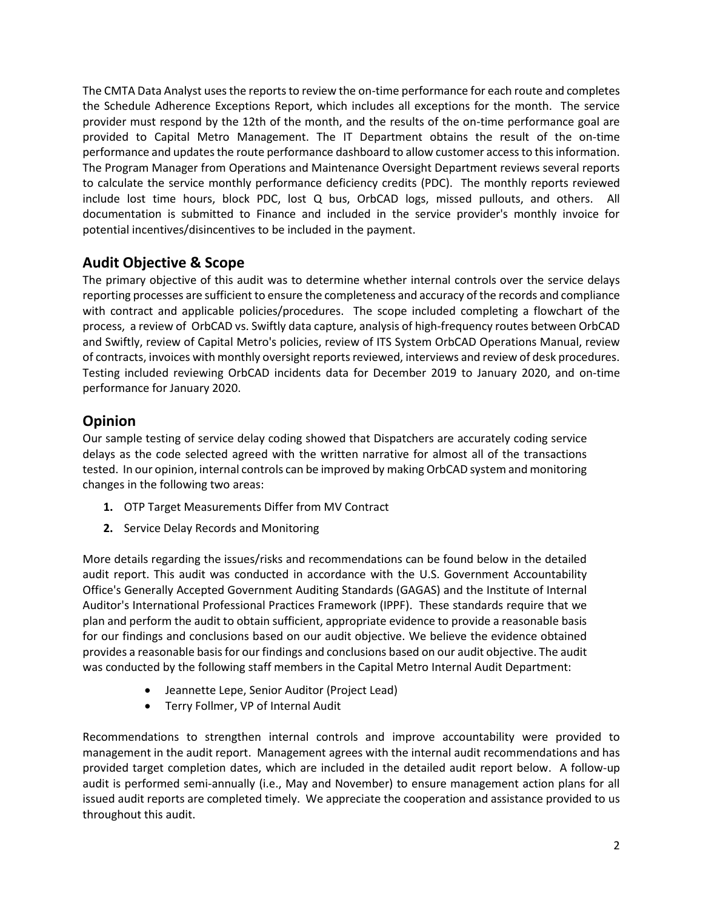The CMTA Data Analyst uses the reports to review the on-time performance for each route and completes the Schedule Adherence Exceptions Report, which includes all exceptions for the month. The service provider must respond by the 12th of the month, and the results of the on-time performance goal are provided to Capital Metro Management. The IT Department obtains the result of the on-time performance and updates the route performance dashboard to allow customer access to this information. The Program Manager from Operations and Maintenance Oversight Department reviews several reports to calculate the service monthly performance deficiency credits (PDC). The monthly reports reviewed include lost time hours, block PDC, lost Q bus, OrbCAD logs, missed pullouts, and others. All documentation is submitted to Finance and included in the service provider's monthly invoice for potential incentives/disincentives to be included in the payment.

## Audit Objective & Scope

The primary objective of this audit was to determine whether internal controls over the service delays reporting processes are sufficient to ensure the completeness and accuracy of the records and compliance with contract and applicable policies/procedures. The scope included completing a flowchart of the process, a review of OrbCAD vs. Swiftly data capture, analysis of high-frequency routes between OrbCAD and Swiftly, review of Capital Metro's policies, review of ITS System OrbCAD Operations Manual, review of contracts, invoices with monthly oversight reports reviewed, interviews and review of desk procedures. Testing included reviewing OrbCAD incidents data for December 2019 to January 2020, and on-time performance for January 2020.

## Opinion

Our sample testing of service delay coding showed that Dispatchers are accurately coding service delays as the code selected agreed with the written narrative for almost all of the transactions tested. In our opinion, internal controls can be improved by making OrbCAD system and monitoring changes in the following two areas:

1. OTP Target Measurements Differ from MV Contract
2. Service Delay Records and Monitoring

More details regarding the issues/risks and recommendations can be found below in the detailed audit report. This audit was conducted in accordance with the U.S. Government Accountability Office's Generally Accepted Government Auditing Standards (GAGAS) and the Institute of Internal Auditor's International Professional Practices Framework (IPPF). These standards require that we plan and perform the audit to obtain sufficient, appropriate evidence to provide a reasonable basis for our findings and conclusions based on our audit objective. We believe the evidence obtained provides a reasonable basis for our findings and conclusions based on our audit objective. The audit was conducted by the following staff members in the Capital Metro Internal Audit Department:

- Jeannette Lepe, Senior Auditor (Project Lead)
- Terry Follmer, VP of Internal Audit

Recommendations to strengthen internal controls and improve accountability were provided to management in the audit report. Management agrees with the internal audit recommendations and has provided target completion dates, which are included in the detailed audit report below. A follow-up audit is performed semi-annually (i.e., May and November) to ensure management action plans for all issued audit reports are completed timely. We appreciate the cooperation and assistance provided to us throughout this audit.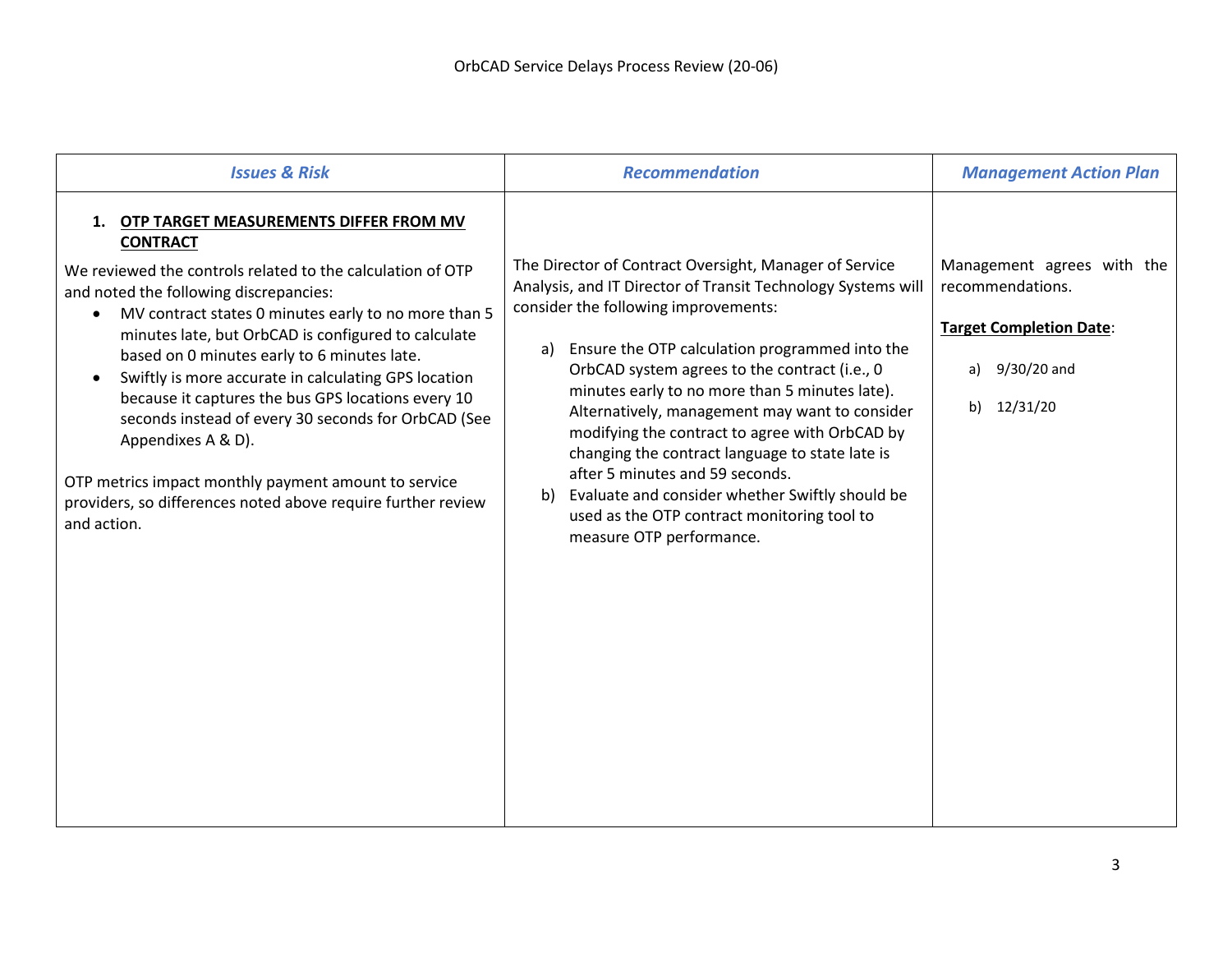| *Issues & Risk* | *Recommendation* | *Management Action Plan* |
|---|---|---|
| **1. OTP TARGET MEASUREMENTS DIFFER FROM MV CONTRACT**<br><br>We reviewed the controls related to the calculation of OTP and noted the following discrepancies:<br>• MV contract states 0 minutes early to no more than 5 minutes late, but OrbCAD is configured to calculate based on 0 minutes early to 6 minutes late.<br>• Swiftly is more accurate in calculating GPS location because it captures the bus GPS locations every 10 seconds instead of every 30 seconds for OrbCAD (See Appendixes A & D).<br><br>OTP metrics impact monthly payment amount to service providers, so differences noted above require further review and action. | The Director of Contract Oversight, Manager of Service Analysis, and IT Director of Transit Technology Systems will consider the following improvements:<br><br>a) Ensure the OTP calculation programmed into the OrbCAD system agrees to the contract (i.e., 0 minutes early to no more than 5 minutes late). Alternatively, management may want to consider modifying the contract to agree with OrbCAD by changing the contract language to state late is after 5 minutes and 59 seconds.<br>b) Evaluate and consider whether Swiftly should be used as the OTP contract monitoring tool to measure OTP performance. | Management agrees with the recommendations.<br><br>**Target Completion Date**:<br><br>a) 9/30/20 and<br><br>b) 12/31/20 |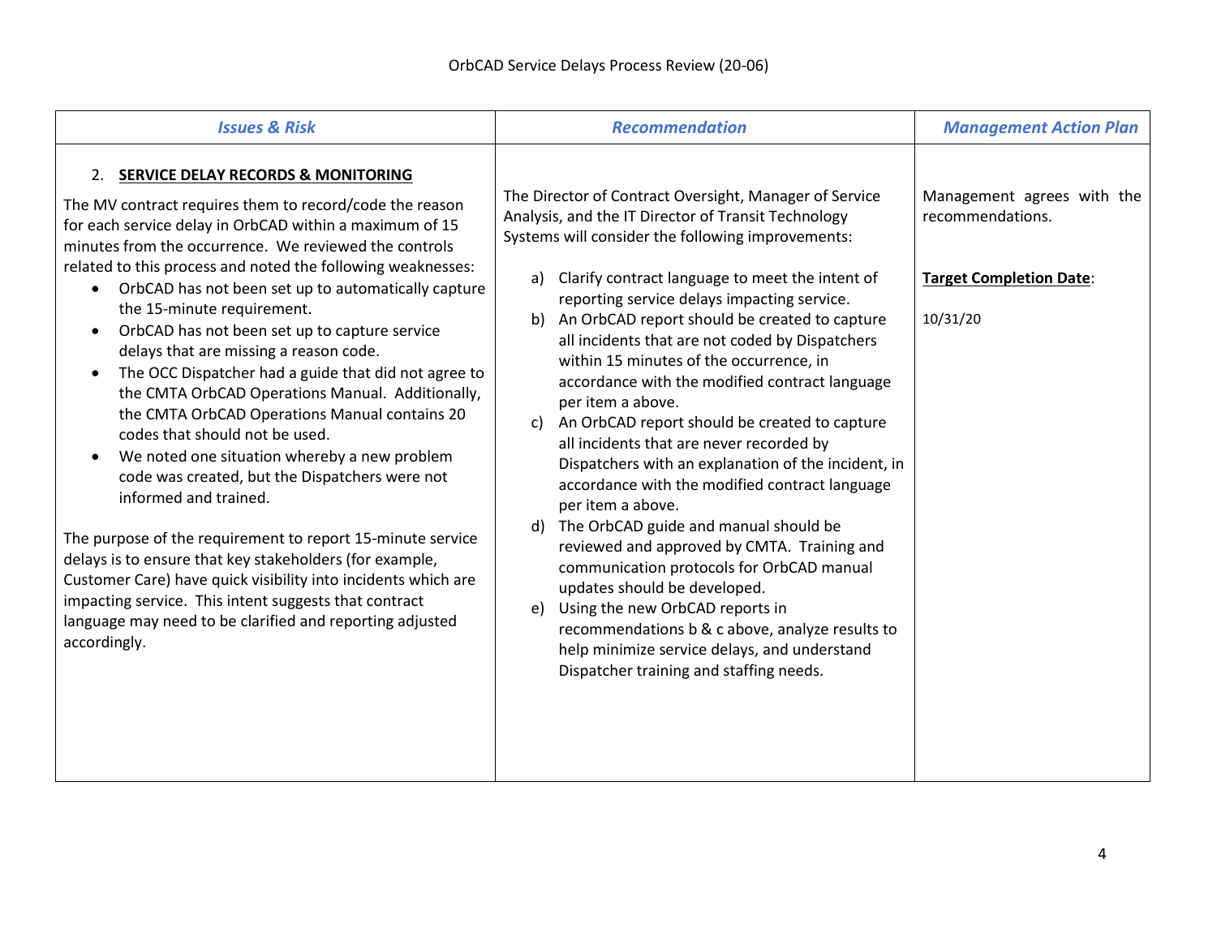| *Issues & Risk* | *Recommendation* | *Management Action Plan* |
|---|---|---|
| 2. **SERVICE DELAY RECORDS & MONITORING**<br><br>The MV contract requires them to record/code the reason for each service delay in OrbCAD within a maximum of 15 minutes from the occurrence. We reviewed the controls related to this process and noted the following weaknesses:<br>• OrbCAD has not been set up to automatically capture the 15-minute requirement.<br>• OrbCAD has not been set up to capture service delays that are missing a reason code.<br>• The OCC Dispatcher had a guide that did not agree to the CMTA OrbCAD Operations Manual. Additionally, the CMTA OrbCAD Operations Manual contains 20 codes that should not be used.<br>• We noted one situation whereby a new problem code was created, but the Dispatchers were not informed and trained.<br><br>The purpose of the requirement to report 15-minute service delays is to ensure that key stakeholders (for example, Customer Care) have quick visibility into incidents which are impacting service. This intent suggests that contract language may need to be clarified and reporting adjusted accordingly. | The Director of Contract Oversight, Manager of Service Analysis, and the IT Director of Transit Technology Systems will consider the following improvements:<br><br>a) Clarify contract language to meet the intent of reporting service delays impacting service.<br>b) An OrbCAD report should be created to capture all incidents that are not coded by Dispatchers within 15 minutes of the occurrence, in accordance with the modified contract language per item a above.<br>c) An OrbCAD report should be created to capture all incidents that are never recorded by Dispatchers with an explanation of the incident, in accordance with the modified contract language per item a above.<br>d) The OrbCAD guide and manual should be reviewed and approved by CMTA. Training and communication protocols for OrbCAD manual updates should be developed.<br>e) Using the new OrbCAD reports in recommendations b & c above, analyze results to help minimize service delays, and understand Dispatcher training and staffing needs. | Management agrees with the recommendations.<br><br>**Target Completion Date**:<br><br>10/31/20 |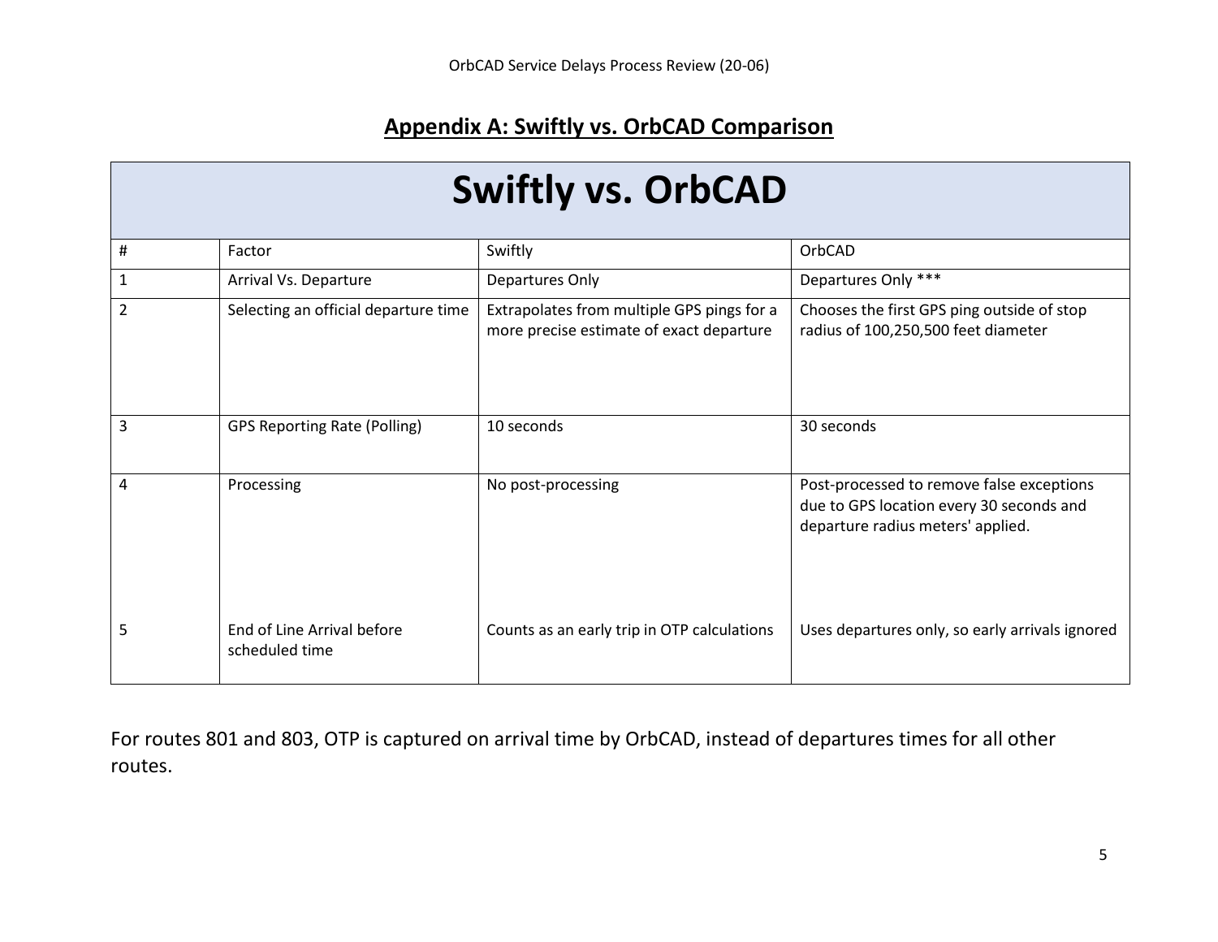## Appendix A: Swiftly vs. OrbCAD Comparison

| Swiftly vs. OrbCAD | | | |
|---|---|---|---|
| # | Factor | Swiftly | OrbCAD |
| 1 | Arrival Vs. Departure | Departures Only | Departures Only *** |
| 2 | Selecting an official departure time | Extrapolates from multiple GPS pings for a more precise estimate of exact departure | Chooses the first GPS ping outside of stop radius of 100,250,500 feet diameter |
| 3 | GPS Reporting Rate (Polling) | 10 seconds | 30 seconds |
| 4 | Processing | No post-processing | Post-processed to remove false exceptions due to GPS location every 30 seconds and departure radius meters' applied. |
| 5 | End of Line Arrival before scheduled time | Counts as an early trip in OTP calculations | Uses departures only, so early arrivals ignored |

For routes 801 and 803, OTP is captured on arrival time by OrbCAD, instead of departures times for all other routes.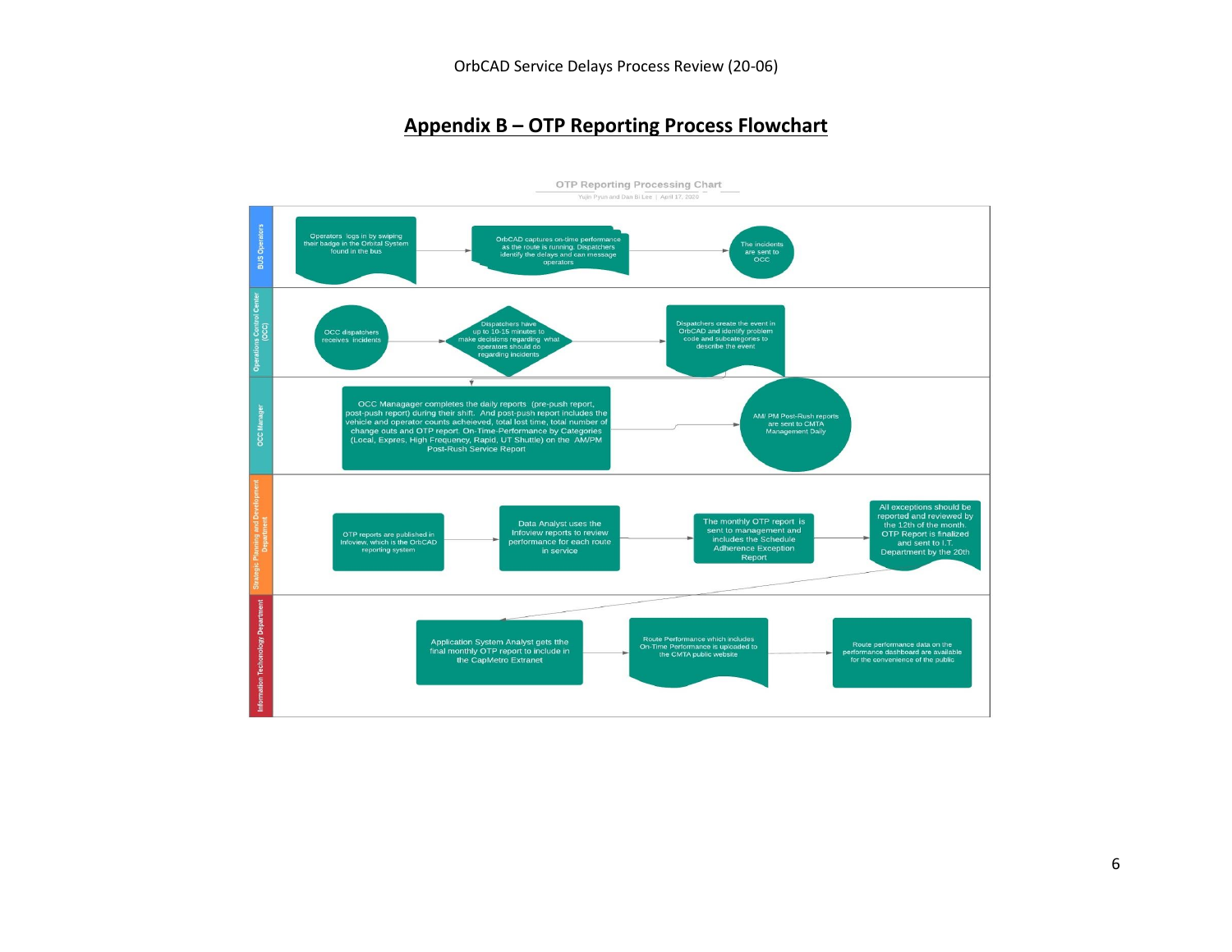## Appendix B – OTP Reporting Process Flowchart

OTP Reporting Processing Chart

Yujin Pyun and Dan Bi Lee | April 17, 2020

**BUS Operators**

- Operators logs in by swiping their badge in the Orbital System found in the bus
- OrbCAD captures on-time performance as the route is running. Dispatchers identify the delays and can message operators
- The incidents are sent to OCC

**Operations Control Center (OCC)**

- OCC dispatchers receives incidents
- Dispatchers have up to 10-15 minutes to make decisions regarding what operators should do regarding incidents
- Dispatchers create the event in OrbCAD and identify problem code and subcategories to describe the event

**OCC Manager**

- OCC Managager completes the daily reports (pre-push report, post-push report) during their shift. And post-push report includes the vehicle and operator counts acheieved, total lost time, total number of change outs and OTP report. On-Time-Performance by Categories (Local, Expres, High Frequency, Rapid, UT Shuttle) on the AM/PM Post-Rush Service Report
- AM/ PM Post-Rush reports are sent to CMTA Management Daily

**Strategic Planning and Development Department**

- OTP reports are published in Infoview, which is the OrbCAD reporting system
- Data Analyst uses the Infoview reports to review performance for each route in service
- The monthly OTP report is sent to management and includes the Schedule Adherence Exception Report
- All exceptions should be reported and reviewed by the 12th of the month. OTP Report is finalized and sent to I.T. Department by the 20th

**Information Techonology Department**

- Application System Analyst gets tthe final monthly OTP report to include in the CapMetro Extranet
- Route Performance which includes On-Time Performance is uploaded to the CMTA public website
- Route performance data on the performance dashboard are available for the convenience of the public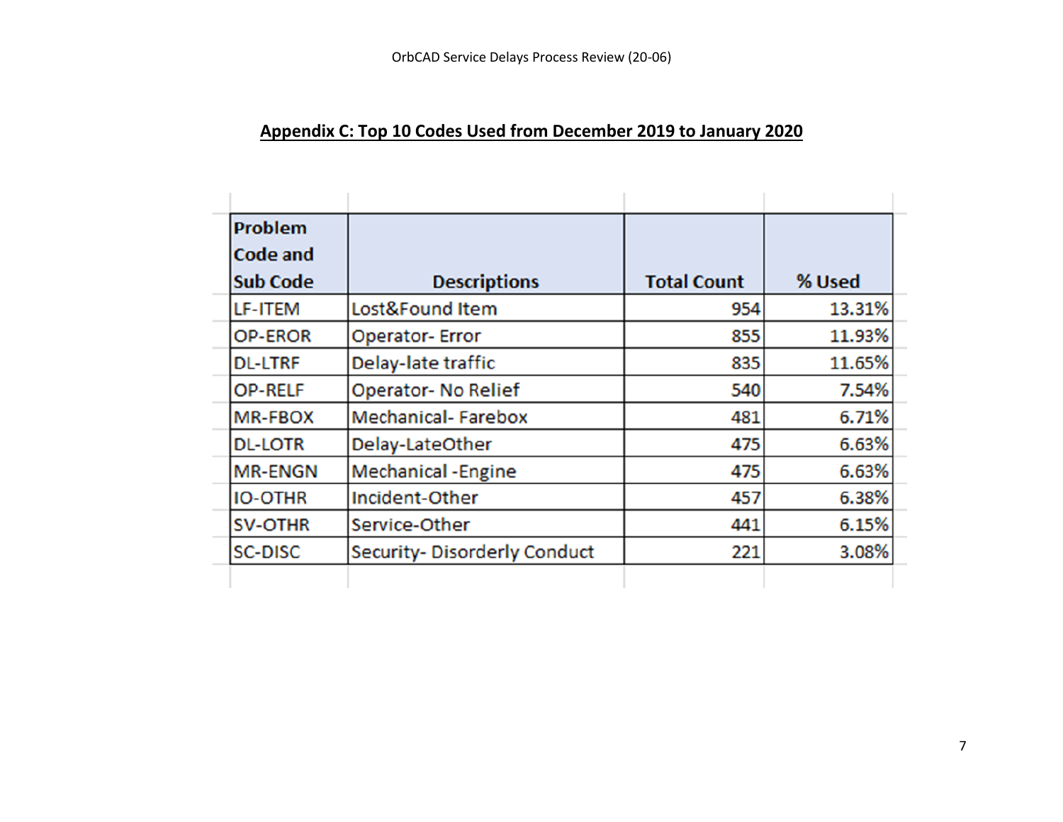## Appendix C: Top 10 Codes Used from December 2019 to January 2020

| Problem Code and Sub Code | Descriptions | Total Count | % Used |
|---|---|---|---|
| LF-ITEM | Lost&Found Item | 954 | 13.31% |
| OP-EROR | Operator- Error | 855 | 11.93% |
| DL-LTRF | Delay-late traffic | 835 | 11.65% |
| OP-RELF | Operator- No Relief | 540 | 7.54% |
| MR-FBOX | Mechanical- Farebox | 481 | 6.71% |
| DL-LOTR | Delay-LateOther | 475 | 6.63% |
| MR-ENGN | Mechanical -Engine | 475 | 6.63% |
| IO-OTHR | Incident-Other | 457 | 6.38% |
| SV-OTHR | Service-Other | 441 | 6.15% |
| SC-DISC | Security- Disorderly Conduct | 221 | 3.08% |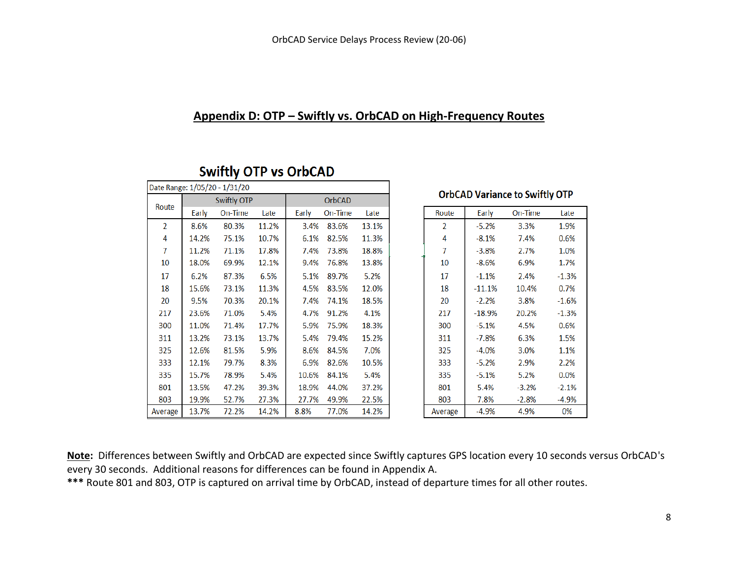## Appendix D: OTP – Swiftly vs. OrbCAD on High-Frequency Routes

### Swiftly OTP vs OrbCAD

Date Range: 1/05/20 - 1/31/20

| Route | Swiftly OTP | | | OrbCAD | | |
|---|---|---|---|---|---|---|
| | Early | On-Time | Late | Early | On-Time | Late |
| 2 | 8.6% | 80.3% | 11.2% | 3.4% | 83.6% | 13.1% |
| 4 | 14.2% | 75.1% | 10.7% | 6.1% | 82.5% | 11.3% |
| 7 | 11.2% | 71.1% | 17.8% | 7.4% | 73.8% | 18.8% |
| 10 | 18.0% | 69.9% | 12.1% | 9.4% | 76.8% | 13.8% |
| 17 | 6.2% | 87.3% | 6.5% | 5.1% | 89.7% | 5.2% |
| 18 | 15.6% | 73.1% | 11.3% | 4.5% | 83.5% | 12.0% |
| 20 | 9.5% | 70.3% | 20.1% | 7.4% | 74.1% | 18.5% |
| 217 | 23.6% | 71.0% | 5.4% | 4.7% | 91.2% | 4.1% |
| 300 | 11.0% | 71.4% | 17.7% | 5.9% | 75.9% | 18.3% |
| 311 | 13.2% | 73.1% | 13.7% | 5.4% | 79.4% | 15.2% |
| 325 | 12.6% | 81.5% | 5.9% | 8.6% | 84.5% | 7.0% |
| 333 | 12.1% | 79.7% | 8.3% | 6.9% | 82.6% | 10.5% |
| 335 | 15.7% | 78.9% | 5.4% | 10.6% | 84.1% | 5.4% |
| 801 | 13.5% | 47.2% | 39.3% | 18.9% | 44.0% | 37.2% |
| 803 | 19.9% | 52.7% | 27.3% | 27.7% | 49.9% | 22.5% |
| Average | 13.7% | 72.2% | 14.2% | 8.8% | 77.0% | 14.2% |

### OrbCAD Variance to Swiftly OTP

| Route | Early | On-Time | Late |
|---|---|---|---|
| 2 | -5.2% | 3.3% | 1.9% |
| 4 | -8.1% | 7.4% | 0.6% |
| 7 | -3.8% | 2.7% | 1.0% |
| 10 | -8.6% | 6.9% | 1.7% |
| 17 | -1.1% | 2.4% | -1.3% |
| 18 | -11.1% | 10.4% | 0.7% |
| 20 | -2.2% | 3.8% | -1.6% |
| 217 | -18.9% | 20.2% | -1.3% |
| 300 | -5.1% | 4.5% | 0.6% |
| 311 | -7.8% | 6.3% | 1.5% |
| 325 | -4.0% | 3.0% | 1.1% |
| 333 | -5.2% | 2.9% | 2.2% |
| 335 | -5.1% | 5.2% | 0.0% |
| 801 | 5.4% | -3.2% | -2.1% |
| 803 | 7.8% | -2.8% | -4.9% |
| Average | -4.9% | 4.9% | 0% |

**Note**: Differences between Swiftly and OrbCAD are expected since Swiftly captures GPS location every 10 seconds versus OrbCAD's every 30 seconds. Additional reasons for differences can be found in Appendix A.

*** Route 801 and 803, OTP is captured on arrival time by OrbCAD, instead of departure times for all other routes.